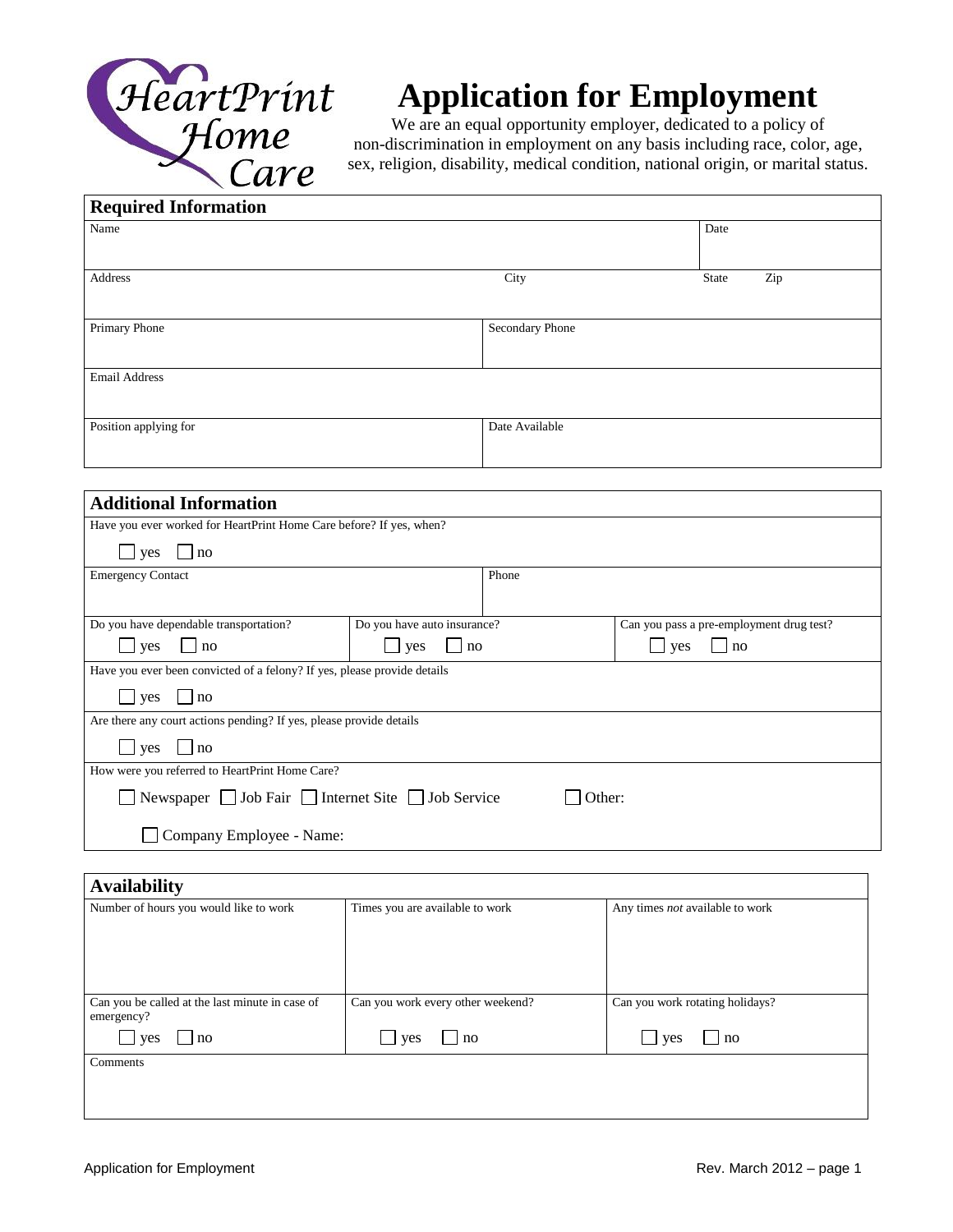HeartPrint Home Care

# Application for Employment

We are an equal opportunity employer, dedicated to a policy of non-discrimination in employment on any basis including race, color, age, sex, religion, disability, medical condition, national origin, or marital status.

## Required Information

| Name | | Date |
|---|---|---|
| | | |

| Address | City | State Zip |
|---|---|---|
| | | |

| Primary Phone | Secondary Phone |
|---|---|
| | |

| Email Address |
|---|
| |

| Position applying for | Date Available |
|---|---|
| | |

## Additional Information

Have you ever worked for HeartPrint Home Care before? If yes, when?

☐ yes ☐ no

| Emergency Contact | Phone |
|---|---|
| | |

| Do you have dependable transportation? | Do you have auto insurance? | Can you pass a pre-employment drug test? |
|---|---|---|
| ☐ yes ☐ no | ☐ yes ☐ no | ☐ yes ☐ no |

Have you ever been convicted of a felony? If yes, please provide details

☐ yes ☐ no

Are there any court actions pending? If yes, please provide details

☐ yes ☐ no

How were you referred to HeartPrint Home Care?

☐ Newspaper ☐ Job Fair ☐ Internet Site ☐ Job Service ☐ Other:

☐ Company Employee - Name:

## Availability

| Number of hours you would like to work | Times you are available to work | Any times *not* available to work |
|---|---|---|
| | | |

| Can you be called at the last minute in case of emergency? | Can you work every other weekend? | Can you work rotating holidays? |
|---|---|---|
| ☐ yes ☐ no | ☐ yes ☐ no | ☐ yes ☐ no |

Comments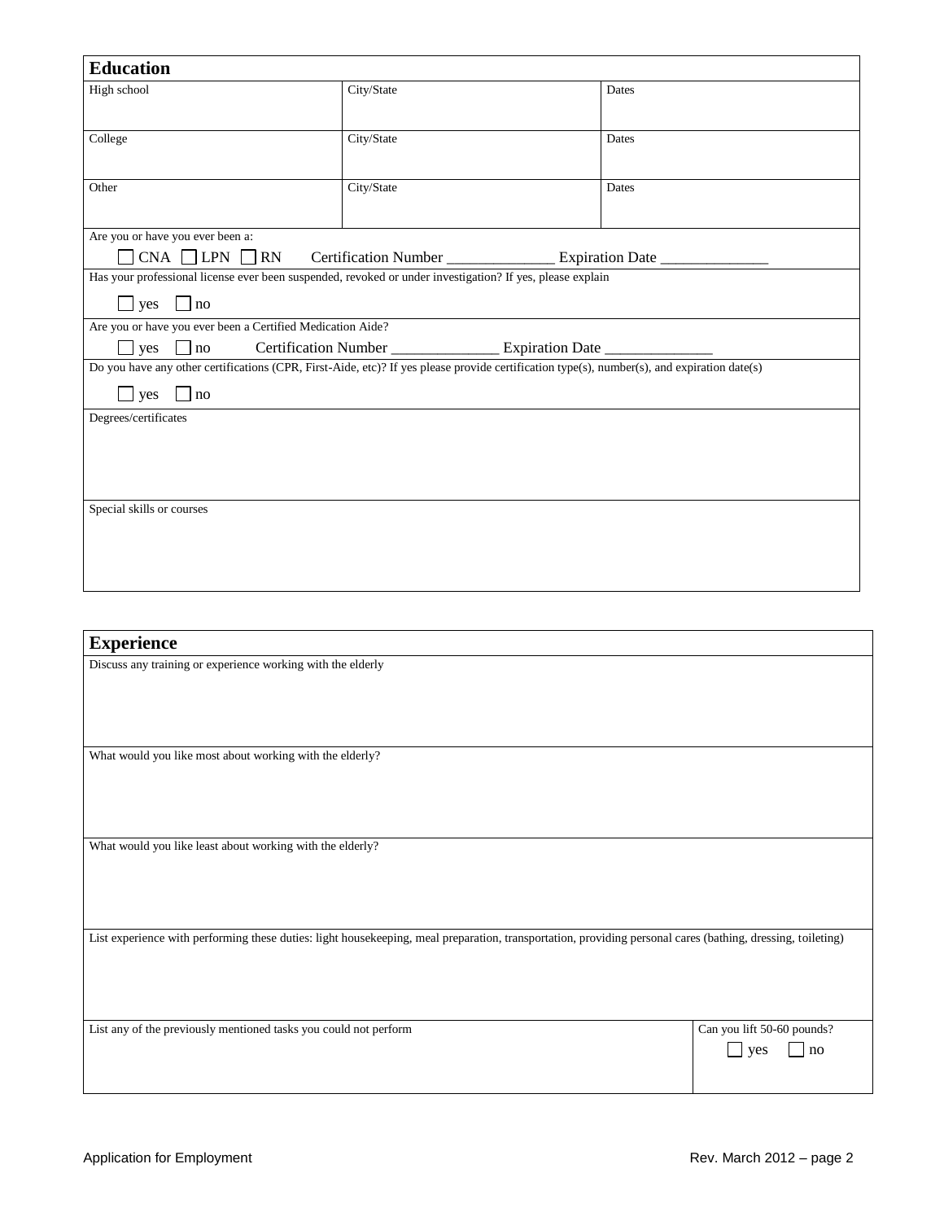## Education

| High school | City/State | Dates |
|---|---|---|
| College | City/State | Dates |
| Other | City/State | Dates |

Are you or have you ever been a:

☐ CNA ☐ LPN ☐ RN Certification Number ______________ Expiration Date ______________

Has your professional license ever been suspended, revoked or under investigation? If yes, please explain

☐ yes ☐ no

Are you or have you ever been a Certified Medication Aide?

☐ yes ☐ no Certification Number ______________ Expiration Date ______________

Do you have any other certifications (CPR, First-Aide, etc)? If yes please provide certification type(s), number(s), and expiration date(s)

☐ yes ☐ no

Degrees/certificates

Special skills or courses

## Experience

Discuss any training or experience working with the elderly

What would you like most about working with the elderly?

What would you like least about working with the elderly?

List experience with performing these duties: light housekeeping, meal preparation, transportation, providing personal cares (bathing, dressing, toileting)

| List any of the previously mentioned tasks you could not perform | Can you lift 50-60 pounds? ☐ yes ☐ no |
|---|---|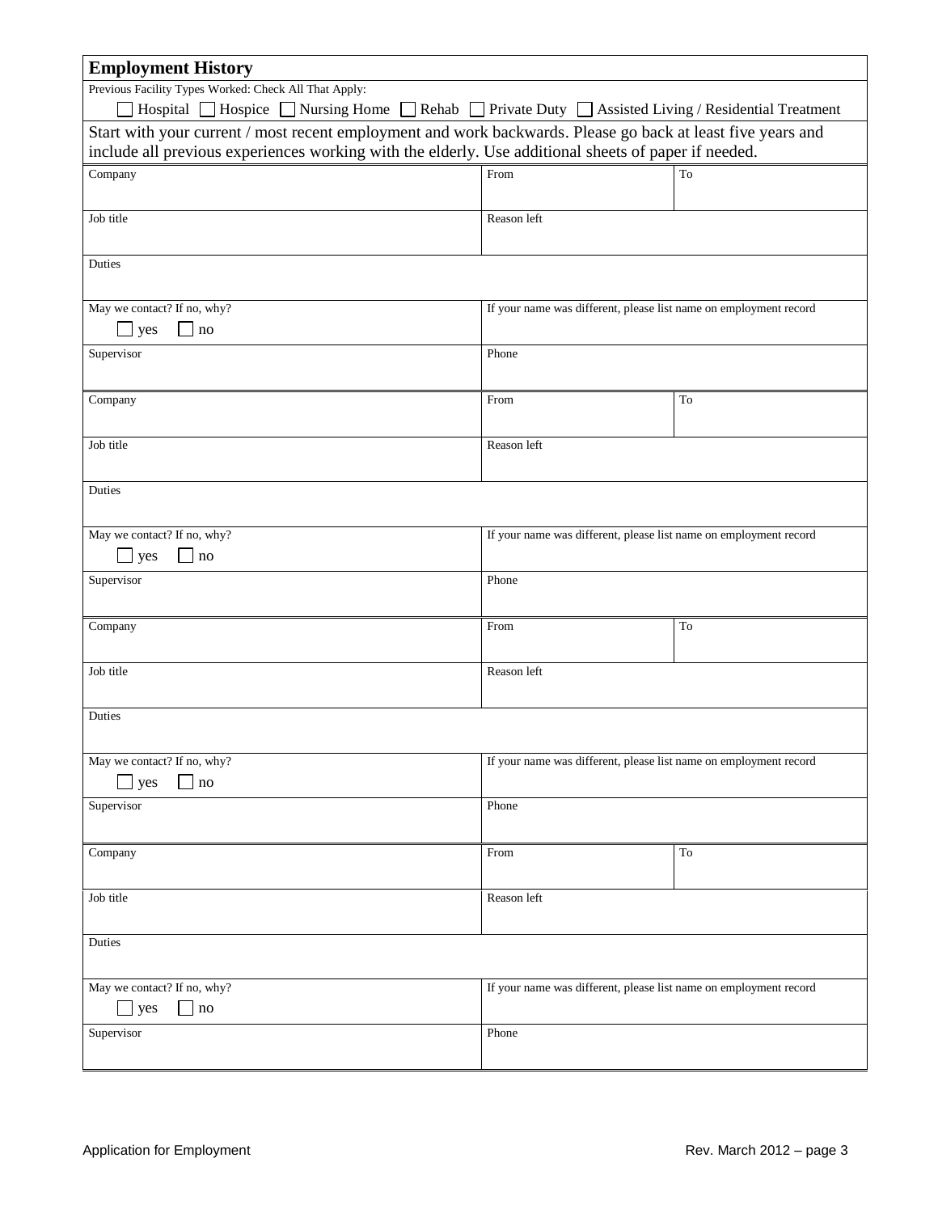## Employment History

Previous Facility Types Worked: Check All That Apply:

☐ Hospital ☐ Hospice ☐ Nursing Home ☐ Rehab ☐ Private Duty ☐ Assisted Living / Residential Treatment

Start with your current / most recent employment and work backwards. Please go back at least five years and include all previous experiences working with the elderly. Use additional sheets of paper if needed.

| Company | From | To |
|---|---|---|
| Job title | Reason left | |
| Duties | | |
| May we contact? If no, why? ☐ yes ☐ no | If your name was different, please list name on employment record | |
| Supervisor | Phone | |

| Company | From | To |
|---|---|---|
| Job title | Reason left | |
| Duties | | |
| May we contact? If no, why? ☐ yes ☐ no | If your name was different, please list name on employment record | |
| Supervisor | Phone | |

| Company | From | To |
|---|---|---|
| Job title | Reason left | |
| Duties | | |
| May we contact? If no, why? ☐ yes ☐ no | If your name was different, please list name on employment record | |
| Supervisor | Phone | |

| Company | From | To |
|---|---|---|
| Job title | Reason left | |
| Duties | | |
| May we contact? If no, why? ☐ yes ☐ no | If your name was different, please list name on employment record | |
| Supervisor | Phone | |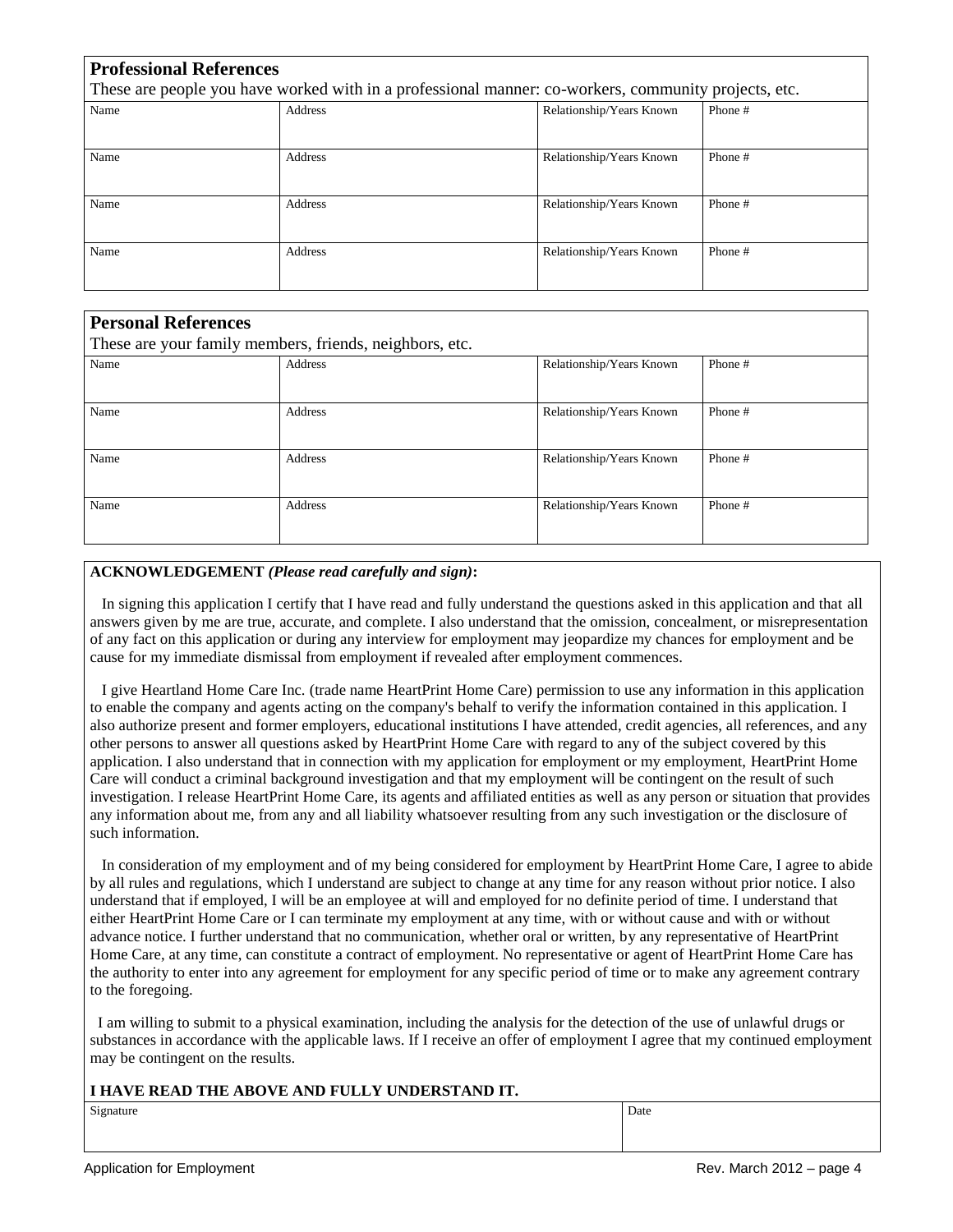## Professional References

These are people you have worked with in a professional manner: co-workers, community projects, etc.

| Name | Address | Relationship/Years Known | Phone # |
|---|---|---|---|
| | | | |
| Name | Address | Relationship/Years Known | Phone # |
| | | | |
| Name | Address | Relationship/Years Known | Phone # |
| | | | |
| Name | Address | Relationship/Years Known | Phone # |
| | | | |

## Personal References

These are your family members, friends, neighbors, etc.

| Name | Address | Relationship/Years Known | Phone # |
|---|---|---|---|
| | | | |
| Name | Address | Relationship/Years Known | Phone # |
| | | | |
| Name | Address | Relationship/Years Known | Phone # |
| | | | |
| Name | Address | Relationship/Years Known | Phone # |
| | | | |

**ACKNOWLEDGEMENT *(Please read carefully and sign)*:**

In signing this application I certify that I have read and fully understand the questions asked in this application and that all answers given by me are true, accurate, and complete. I also understand that the omission, concealment, or misrepresentation of any fact on this application or during any interview for employment may jeopardize my chances for employment and be cause for my immediate dismissal from employment if revealed after employment commences.

I give Heartland Home Care Inc. (trade name HeartPrint Home Care) permission to use any information in this application to enable the company and agents acting on the company's behalf to verify the information contained in this application. I also authorize present and former employers, educational institutions I have attended, credit agencies, all references, and any other persons to answer all questions asked by HeartPrint Home Care with regard to any of the subject covered by this application. I also understand that in connection with my application for employment or my employment, HeartPrint Home Care will conduct a criminal background investigation and that my employment will be contingent on the result of such investigation. I release HeartPrint Home Care, its agents and affiliated entities as well as any person or situation that provides any information about me, from any and all liability whatsoever resulting from any such investigation or the disclosure of such information.

In consideration of my employment and of my being considered for employment by HeartPrint Home Care, I agree to abide by all rules and regulations, which I understand are subject to change at any time for any reason without prior notice. I also understand that if employed, I will be an employee at will and employed for no definite period of time. I understand that either HeartPrint Home Care or I can terminate my employment at any time, with or without cause and with or without advance notice. I further understand that no communication, whether oral or written, by any representative of HeartPrint Home Care, at any time, can constitute a contract of employment. No representative or agent of HeartPrint Home Care has the authority to enter into any agreement for employment for any specific period of time or to make any agreement contrary to the foregoing.

I am willing to submit to a physical examination, including the analysis for the detection of the use of unlawful drugs or substances in accordance with the applicable laws. If I receive an offer of employment I agree that my continued employment may be contingent on the results.

**I HAVE READ THE ABOVE AND FULLY UNDERSTAND IT.**

| Signature | Date |
|---|---|
| | |

Application for Employment — Rev. March 2012